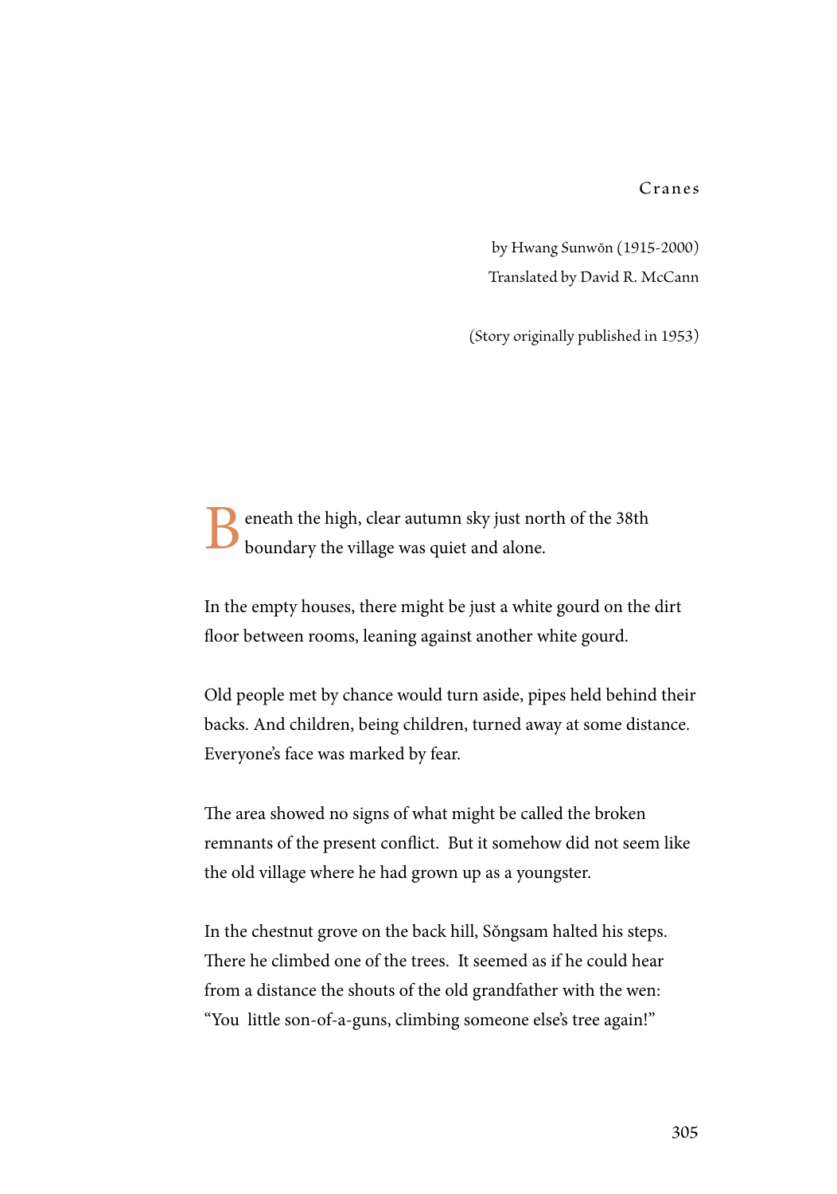# Cranes

by Hwang Sunwŏn (1915-2000)
Translated by David R. McCann

(Story originally published in 1953)

Beneath the high, clear autumn sky just north of the 38th boundary the village was quiet and alone.

In the empty houses, there might be just a white gourd on the dirt floor between rooms, leaning against another white gourd.

Old people met by chance would turn aside, pipes held behind their backs. And children, being children, turned away at some distance. Everyone's face was marked by fear.

The area showed no signs of what might be called the broken remnants of the present conflict. But it somehow did not seem like the old village where he had grown up as a youngster.

In the chestnut grove on the back hill, Sŏngsam halted his steps. There he climbed one of the trees. It seemed as if he could hear from a distance the shouts of the old grandfather with the wen: "You little son-of-a-guns, climbing someone else's tree again!"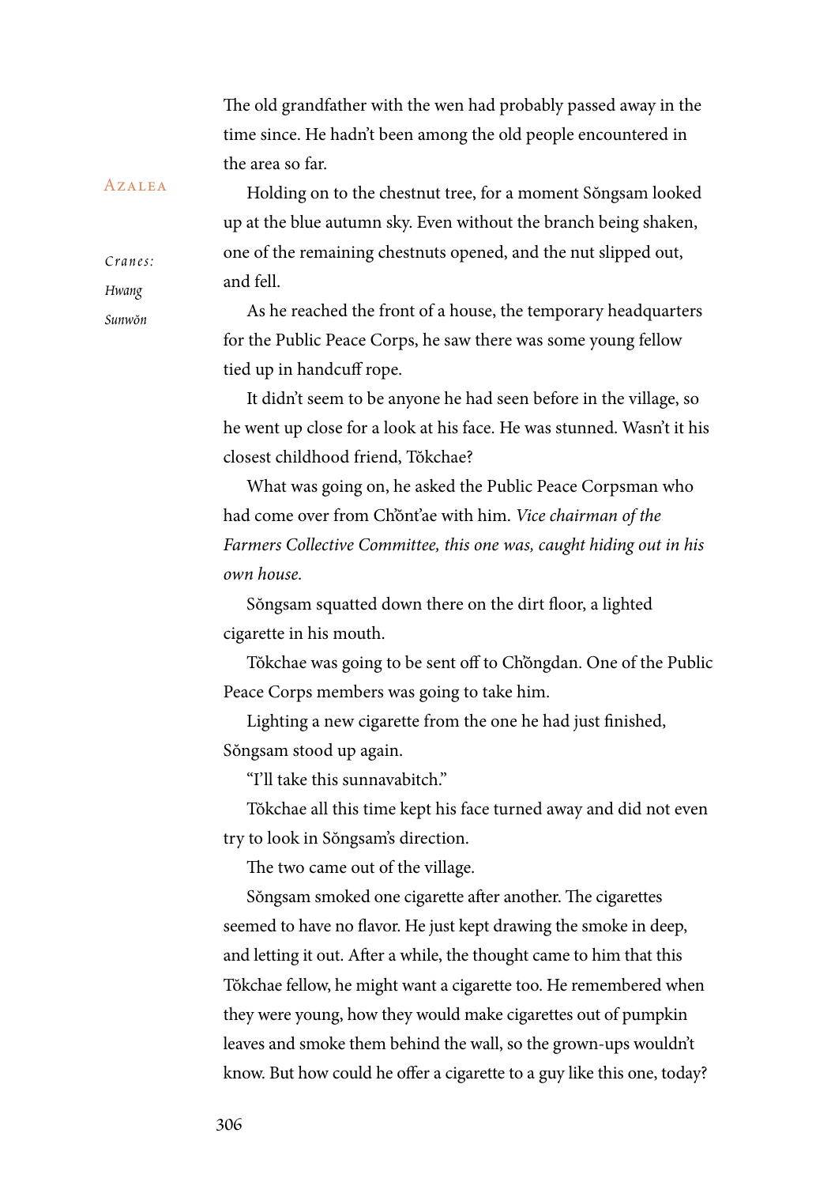The old grandfather with the wen had probably passed away in the time since. He hadn't been among the old people encountered in the area so far.

Holding on to the chestnut tree, for a moment Sŏngsam looked up at the blue autumn sky. Even without the branch being shaken, one of the remaining chestnuts opened, and the nut slipped out, and fell.

As he reached the front of a house, the temporary headquarters for the Public Peace Corps, he saw there was some young fellow tied up in handcuff rope.

It didn't seem to be anyone he had seen before in the village, so he went up close for a look at his face. He was stunned. Wasn't it his closest childhood friend, Tŏkchae?

What was going on, he asked the Public Peace Corpsman who had come over from Ch'ŏnt'ae with him. *Vice chairman of the Farmers Collective Committee, this one was, caught hiding out in his own house.*

Sŏngsam squatted down there on the dirt floor, a lighted cigarette in his mouth.

Tŏkchae was going to be sent off to Chŏngdan. One of the Public Peace Corps members was going to take him.

Lighting a new cigarette from the one he had just finished, Sŏngsam stood up again.

"I'll take this sunnavabitch."

Tŏkchae all this time kept his face turned away and did not even try to look in Sŏngsam's direction.

The two came out of the village.

Sŏngsam smoked one cigarette after another. The cigarettes seemed to have no flavor. He just kept drawing the smoke in deep, and letting it out. After a while, the thought came to him that this Tŏkchae fellow, he might want a cigarette too. He remembered when they were young, how they would make cigarettes out of pumpkin leaves and smoke them behind the wall, so the grown-ups wouldn't know. But how could he offer a cigarette to a guy like this one, today?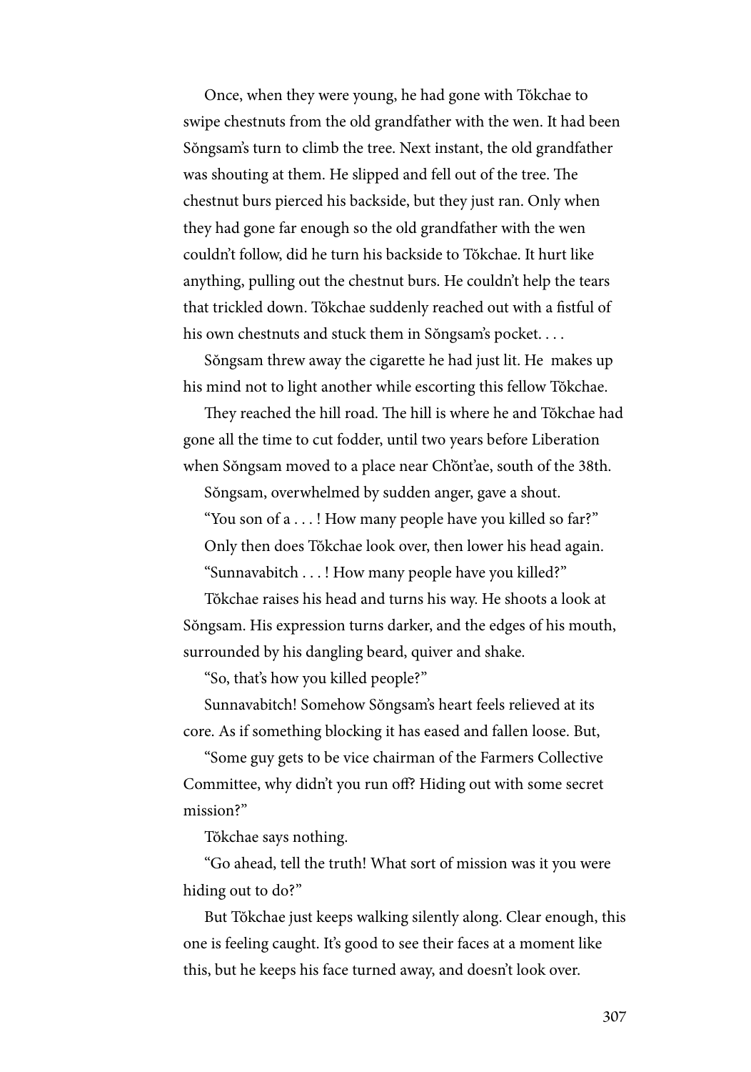Once, when they were young, he had gone with Tŏkchae to swipe chestnuts from the old grandfather with the wen. It had been Sŏngsam's turn to climb the tree. Next instant, the old grandfather was shouting at them. He slipped and fell out of the tree. The chestnut burs pierced his backside, but they just ran. Only when they had gone far enough so the old grandfather with the wen couldn't follow, did he turn his backside to Tŏkchae. It hurt like anything, pulling out the chestnut burs. He couldn't help the tears that trickled down. Tŏkchae suddenly reached out with a fistful of his own chestnuts and stuck them in Sŏngsam's pocket. . . .

Sŏngsam threw away the cigarette he had just lit. He makes up his mind not to light another while escorting this fellow Tŏkchae.

They reached the hill road. The hill is where he and Tŏkchae had gone all the time to cut fodder, until two years before Liberation when Sŏngsam moved to a place near Ch'ŏnt'ae, south of the 38th.

Sŏngsam, overwhelmed by sudden anger, gave a shout.

"You son of a . . . ! How many people have you killed so far?"

Only then does Tŏkchae look over, then lower his head again.

"Sunnavabitch . . . ! How many people have you killed?"

Tŏkchae raises his head and turns his way. He shoots a look at Sŏngsam. His expression turns darker, and the edges of his mouth, surrounded by his dangling beard, quiver and shake.

"So, that's how you killed people?"

Sunnavabitch! Somehow Sŏngsam's heart feels relieved at its core. As if something blocking it has eased and fallen loose. But,

"Some guy gets to be vice chairman of the Farmers Collective Committee, why didn't you run off? Hiding out with some secret mission?"

Tŏkchae says nothing.

"Go ahead, tell the truth! What sort of mission was it you were hiding out to do?"

But Tŏkchae just keeps walking silently along. Clear enough, this one is feeling caught. It's good to see their faces at a moment like this, but he keeps his face turned away, and doesn't look over.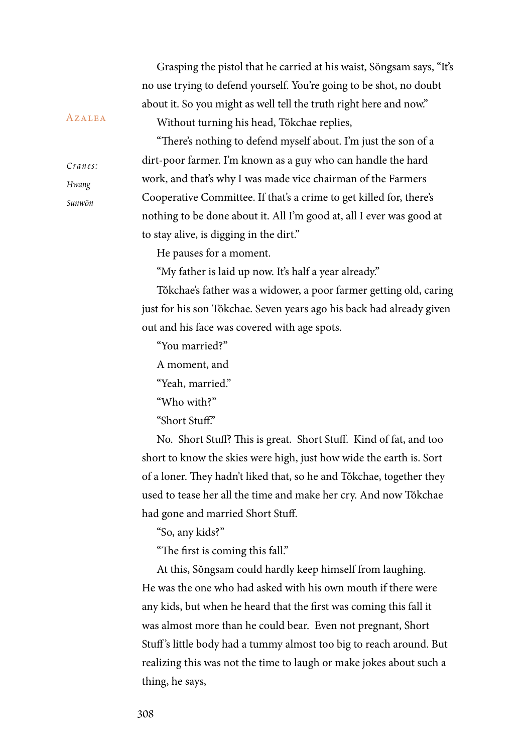Grasping the pistol that he carried at his waist, Sŏngsam says, "It's no use trying to defend yourself. You're going to be shot, no doubt about it. So you might as well tell the truth right here and now."

Without turning his head, Tŏkchae replies,

"There's nothing to defend myself about. I'm just the son of a dirt-poor farmer. I'm known as a guy who can handle the hard work, and that's why I was made vice chairman of the Farmers Cooperative Committee. If that's a crime to get killed for, there's nothing to be done about it. All I'm good at, all I ever was good at to stay alive, is digging in the dirt."

He pauses for a moment.

"My father is laid up now. It's half a year already."

Tŏkchae's father was a widower, a poor farmer getting old, caring just for his son Tŏkchae. Seven years ago his back had already given out and his face was covered with age spots.

"You married?"

A moment, and

"Yeah, married."

"Who with?"

"Short Stuff."

No. Short Stuff? This is great. Short Stuff. Kind of fat, and too short to know the skies were high, just how wide the earth is. Sort of a loner. They hadn't liked that, so he and Tŏkchae, together they used to tease her all the time and make her cry. And now Tŏkchae had gone and married Short Stuff.

"So, any kids?"

"The first is coming this fall."

At this, Sŏngsam could hardly keep himself from laughing. He was the one who had asked with his own mouth if there were any kids, but when he heard that the first was coming this fall it was almost more than he could bear. Even not pregnant, Short Stuff's little body had a tummy almost too big to reach around. But realizing this was not the time to laugh or make jokes about such a thing, he says,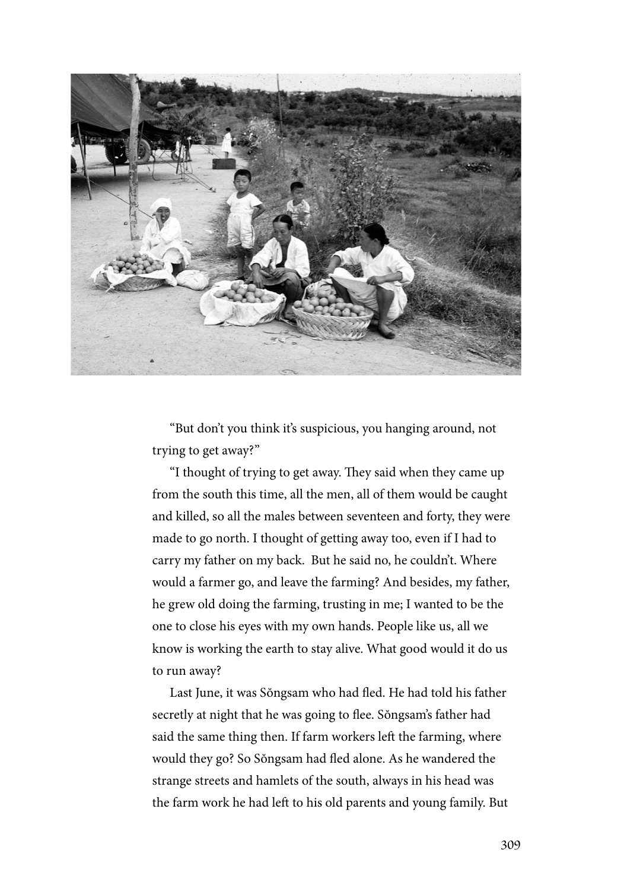"But don't you think it's suspicious, you hanging around, not trying to get away?"

"I thought of trying to get away. They said when they came up from the south this time, all the men, all of them would be caught and killed, so all the males between seventeen and forty, they were made to go north. I thought of getting away too, even if I had to carry my father on my back. But he said no, he couldn't. Where would a farmer go, and leave the farming? And besides, my father, he grew old doing the farming, trusting in me; I wanted to be the one to close his eyes with my own hands. People like us, all we know is working the earth to stay alive. What good would it do us to run away?

Last June, it was Sŏngsam who had fled. He had told his father secretly at night that he was going to flee. Sŏngsam's father had said the same thing then. If farm workers left the farming, where would they go? So Sŏngsam had fled alone. As he wandered the strange streets and hamlets of the south, always in his head was the farm work he had left to his old parents and young family. But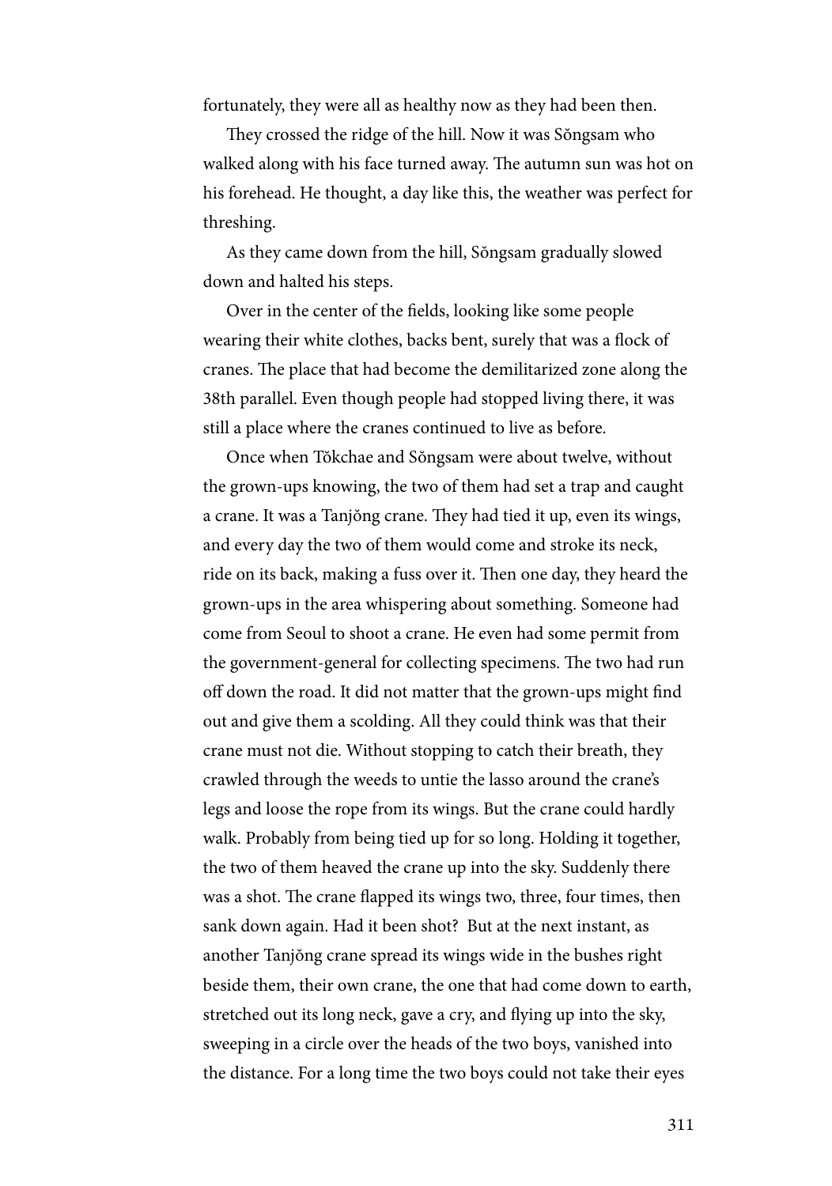fortunately, they were all as healthy now as they had been then.

They crossed the ridge of the hill. Now it was Sŏngsam who walked along with his face turned away. The autumn sun was hot on his forehead. He thought, a day like this, the weather was perfect for threshing.

As they came down from the hill, Sŏngsam gradually slowed down and halted his steps.

Over in the center of the fields, looking like some people wearing their white clothes, backs bent, surely that was a flock of cranes. The place that had become the demilitarized zone along the 38th parallel. Even though people had stopped living there, it was still a place where the cranes continued to live as before.

Once when Tŏkchae and Sŏngsam were about twelve, without the grown-ups knowing, the two of them had set a trap and caught a crane. It was a Tanjŏng crane. They had tied it up, even its wings, and every day the two of them would come and stroke its neck, ride on its back, making a fuss over it. Then one day, they heard the grown-ups in the area whispering about something. Someone had come from Seoul to shoot a crane. He even had some permit from the government-general for collecting specimens. The two had run off down the road. It did not matter that the grown-ups might find out and give them a scolding. All they could think was that their crane must not die. Without stopping to catch their breath, they crawled through the weeds to untie the lasso around the crane's legs and loose the rope from its wings. But the crane could hardly walk. Probably from being tied up for so long. Holding it together, the two of them heaved the crane up into the sky. Suddenly there was a shot. The crane flapped its wings two, three, four times, then sank down again. Had it been shot? But at the next instant, as another Tanjŏng crane spread its wings wide in the bushes right beside them, their own crane, the one that had come down to earth, stretched out its long neck, gave a cry, and flying up into the sky, sweeping in a circle over the heads of the two boys, vanished into the distance. For a long time the two boys could not take their eyes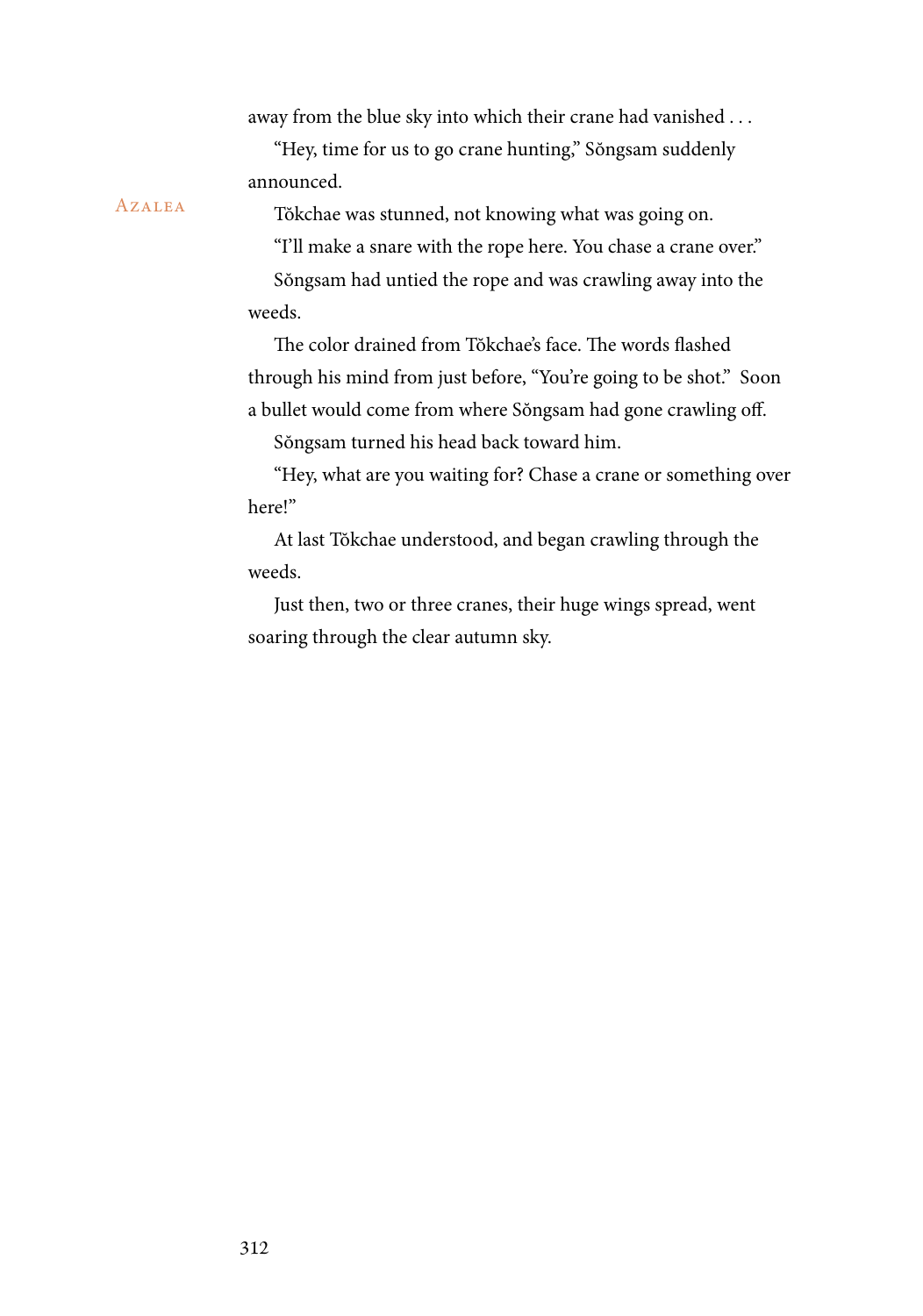away from the blue sky into which their crane had vanished . . .

"Hey, time for us to go crane hunting," Sŏngsam suddenly announced.

Tŏkchae was stunned, not knowing what was going on.

"I'll make a snare with the rope here. You chase a crane over."

Sŏngsam had untied the rope and was crawling away into the weeds.

The color drained from Tŏkchae's face. The words flashed through his mind from just before, "You're going to be shot." Soon a bullet would come from where Sŏngsam had gone crawling off.

Sŏngsam turned his head back toward him.

"Hey, what are you waiting for? Chase a crane or something over here!"

At last Tŏkchae understood, and began crawling through the weeds.

Just then, two or three cranes, their huge wings spread, went soaring through the clear autumn sky.